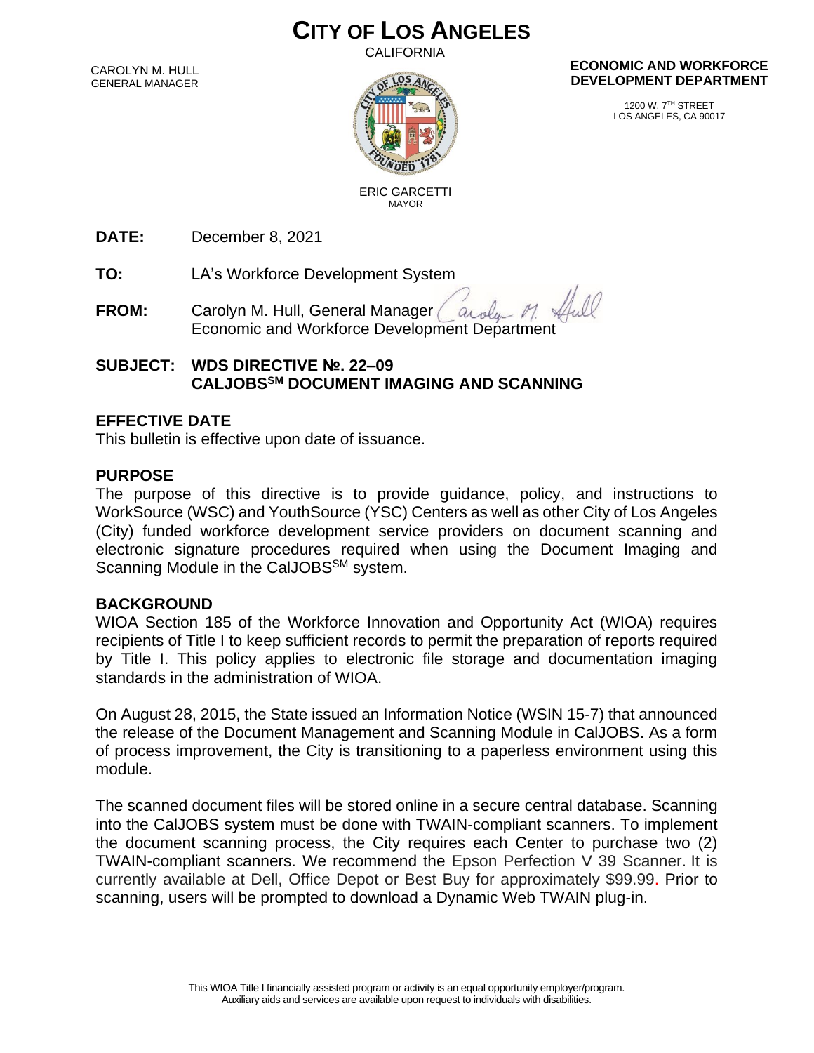# CITY OF LOS ANGELES

CALIFORNIA

CAROLYN M. HULL
GENERAL MANAGER

ERIC GARCETTI
MAYOR

**ECONOMIC AND WORKFORCE DEVELOPMENT DEPARTMENT**

1200 W. 7TH STREET
LOS ANGELES, CA 90017

**DATE:** December 8, 2021

**TO:** LA's Workforce Development System

**FROM:** Carolyn M. Hull, General Manager
Economic and Workforce Development Department

**SUBJECT: WDS DIRECTIVE №. 22–09**
**CALJOBS[SM] DOCUMENT IMAGING AND SCANNING**

## EFFECTIVE DATE

This bulletin is effective upon date of issuance.

## PURPOSE

The purpose of this directive is to provide guidance, policy, and instructions to WorkSource (WSC) and YouthSource (YSC) Centers as well as other City of Los Angeles (City) funded workforce development service providers on document scanning and electronic signature procedures required when using the Document Imaging and Scanning Module in the CalJOBS[SM] system.

## BACKGROUND

WIOA Section 185 of the Workforce Innovation and Opportunity Act (WIOA) requires recipients of Title I to keep sufficient records to permit the preparation of reports required by Title I. This policy applies to electronic file storage and documentation imaging standards in the administration of WIOA.

On August 28, 2015, the State issued an Information Notice (WSIN 15-7) that announced the release of the Document Management and Scanning Module in CalJOBS. As a form of process improvement, the City is transitioning to a paperless environment using this module.

The scanned document files will be stored online in a secure central database. Scanning into the CalJOBS system must be done with TWAIN-compliant scanners. To implement the document scanning process, the City requires each Center to purchase two (2) TWAIN-compliant scanners. We recommend the Epson Perfection V 39 Scanner. It is currently available at Dell, Office Depot or Best Buy for approximately $99.99. Prior to scanning, users will be prompted to download a Dynamic Web TWAIN plug-in.

This WIOA Title I financially assisted program or activity is an equal opportunity employer/program.
Auxiliary aids and services are available upon request to individuals with disabilities.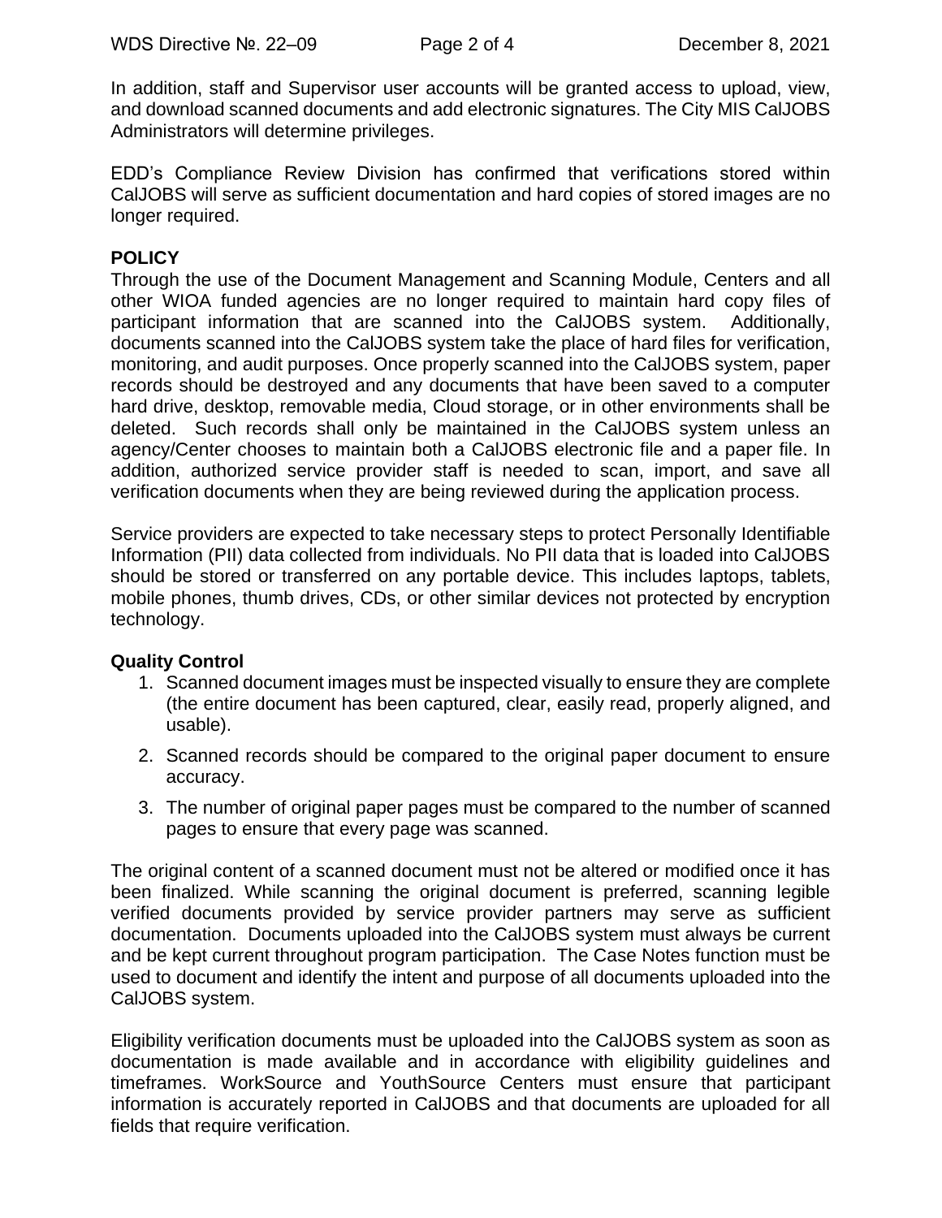In addition, staff and Supervisor user accounts will be granted access to upload, view, and download scanned documents and add electronic signatures. The City MIS CalJOBS Administrators will determine privileges.

EDD's Compliance Review Division has confirmed that verifications stored within CalJOBS will serve as sufficient documentation and hard copies of stored images are no longer required.

**POLICY**

Through the use of the Document Management and Scanning Module, Centers and all other WIOA funded agencies are no longer required to maintain hard copy files of participant information that are scanned into the CalJOBS system. Additionally, documents scanned into the CalJOBS system take the place of hard files for verification, monitoring, and audit purposes. Once properly scanned into the CalJOBS system, paper records should be destroyed and any documents that have been saved to a computer hard drive, desktop, removable media, Cloud storage, or in other environments shall be deleted. Such records shall only be maintained in the CalJOBS system unless an agency/Center chooses to maintain both a CalJOBS electronic file and a paper file. In addition, authorized service provider staff is needed to scan, import, and save all verification documents when they are being reviewed during the application process.

Service providers are expected to take necessary steps to protect Personally Identifiable Information (PII) data collected from individuals. No PII data that is loaded into CalJOBS should be stored or transferred on any portable device. This includes laptops, tablets, mobile phones, thumb drives, CDs, or other similar devices not protected by encryption technology.

**Quality Control**

1. Scanned document images must be inspected visually to ensure they are complete (the entire document has been captured, clear, easily read, properly aligned, and usable).
2. Scanned records should be compared to the original paper document to ensure accuracy.
3. The number of original paper pages must be compared to the number of scanned pages to ensure that every page was scanned.

The original content of a scanned document must not be altered or modified once it has been finalized. While scanning the original document is preferred, scanning legible verified documents provided by service provider partners may serve as sufficient documentation. Documents uploaded into the CalJOBS system must always be current and be kept current throughout program participation. The Case Notes function must be used to document and identify the intent and purpose of all documents uploaded into the CalJOBS system.

Eligibility verification documents must be uploaded into the CalJOBS system as soon as documentation is made available and in accordance with eligibility guidelines and timeframes. WorkSource and YouthSource Centers must ensure that participant information is accurately reported in CalJOBS and that documents are uploaded for all fields that require verification.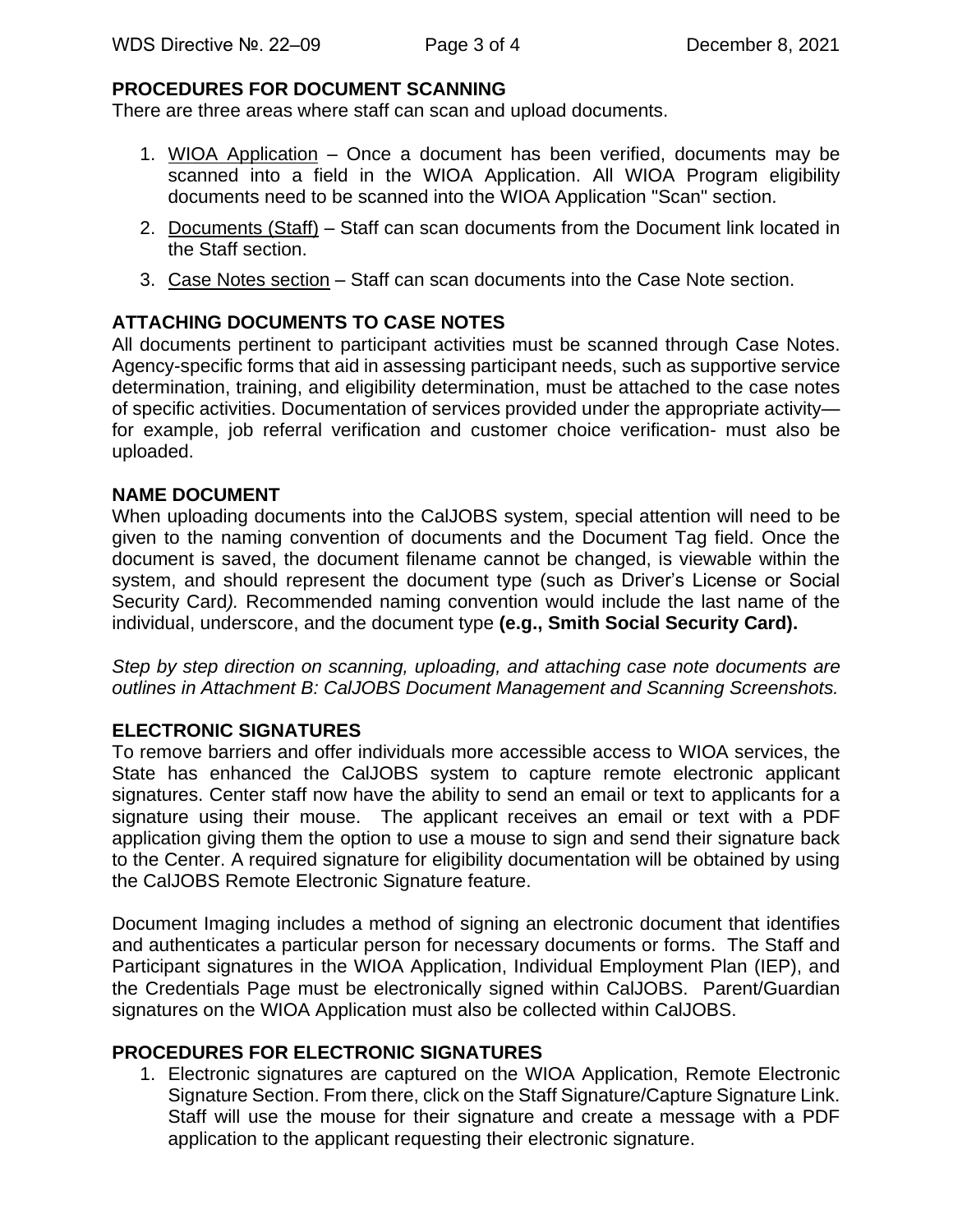## PROCEDURES FOR DOCUMENT SCANNING

There are three areas where staff can scan and upload documents.

1. WIOA Application – Once a document has been verified, documents may be scanned into a field in the WIOA Application. All WIOA Program eligibility documents need to be scanned into the WIOA Application "Scan" section.
2. Documents (Staff) – Staff can scan documents from the Document link located in the Staff section.
3. Case Notes section – Staff can scan documents into the Case Note section.

## ATTACHING DOCUMENTS TO CASE NOTES

All documents pertinent to participant activities must be scanned through Case Notes. Agency-specific forms that aid in assessing participant needs, such as supportive service determination, training, and eligibility determination, must be attached to the case notes of specific activities. Documentation of services provided under the appropriate activity—for example, job referral verification and customer choice verification- must also be uploaded.

## NAME DOCUMENT

When uploading documents into the CalJOBS system, special attention will need to be given to the naming convention of documents and the Document Tag field. Once the document is saved, the document filename cannot be changed, is viewable within the system, and should represent the document type (such as Driver's License or Social Security Card*).* Recommended naming convention would include the last name of the individual, underscore, and the document type **(e.g., Smith Social Security Card).**

*Step by step direction on scanning, uploading, and attaching case note documents are outlines in Attachment B: CalJOBS Document Management and Scanning Screenshots.*

## ELECTRONIC SIGNATURES

To remove barriers and offer individuals more accessible access to WIOA services, the State has enhanced the CalJOBS system to capture remote electronic applicant signatures. Center staff now have the ability to send an email or text to applicants for a signature using their mouse. The applicant receives an email or text with a PDF application giving them the option to use a mouse to sign and send their signature back to the Center. A required signature for eligibility documentation will be obtained by using the CalJOBS Remote Electronic Signature feature.

Document Imaging includes a method of signing an electronic document that identifies and authenticates a particular person for necessary documents or forms. The Staff and Participant signatures in the WIOA Application, Individual Employment Plan (IEP), and the Credentials Page must be electronically signed within CalJOBS. Parent/Guardian signatures on the WIOA Application must also be collected within CalJOBS.

## PROCEDURES FOR ELECTRONIC SIGNATURES

1. Electronic signatures are captured on the WIOA Application, Remote Electronic Signature Section. From there, click on the Staff Signature/Capture Signature Link. Staff will use the mouse for their signature and create a message with a PDF application to the applicant requesting their electronic signature.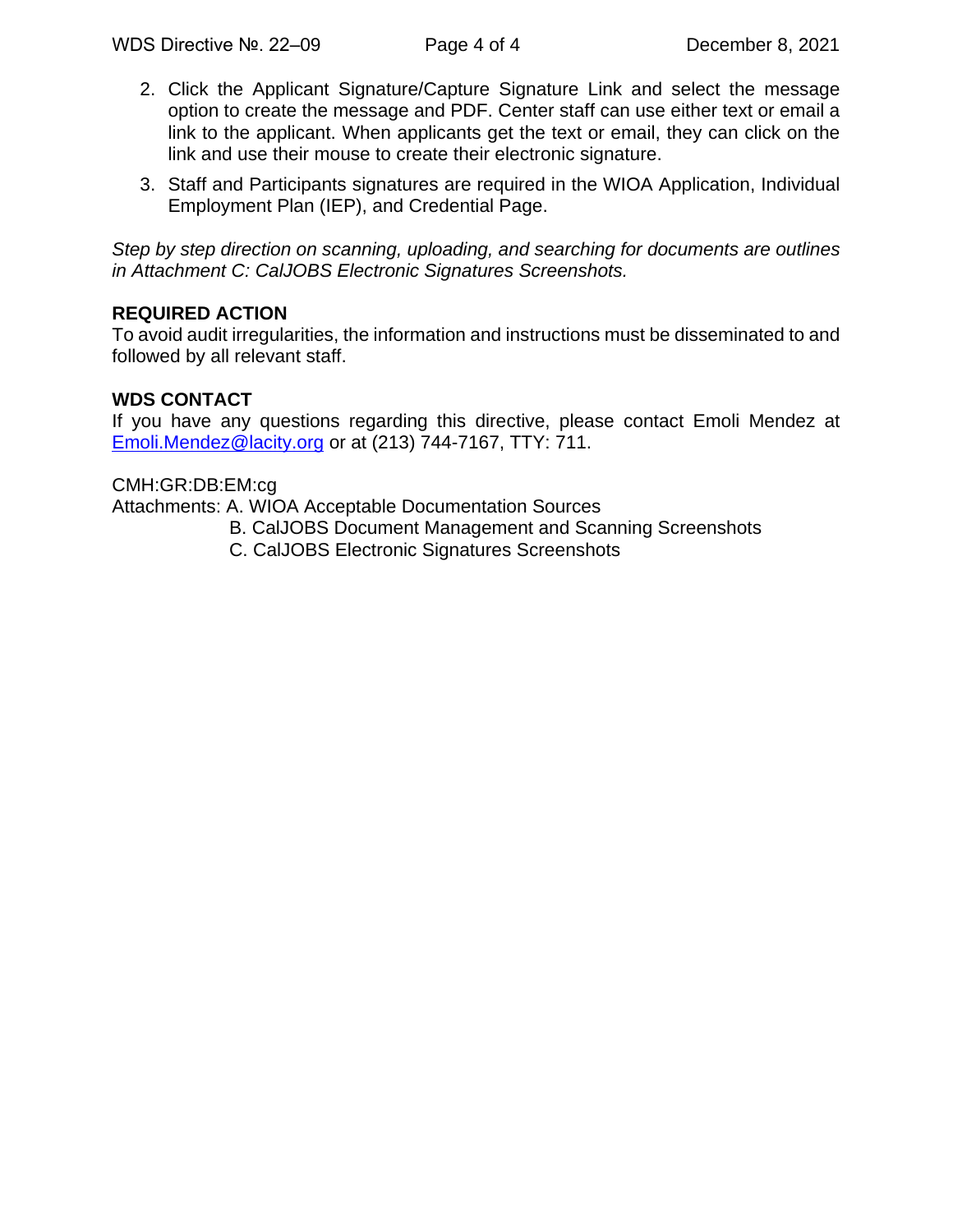2. Click the Applicant Signature/Capture Signature Link and select the message option to create the message and PDF. Center staff can use either text or email a link to the applicant. When applicants get the text or email, they can click on the link and use their mouse to create their electronic signature.
3. Staff and Participants signatures are required in the WIOA Application, Individual Employment Plan (IEP), and Credential Page.

*Step by step direction on scanning, uploading, and searching for documents are outlines in Attachment C: CalJOBS Electronic Signatures Screenshots.*

**REQUIRED ACTION**
To avoid audit irregularities, the information and instructions must be disseminated to and followed by all relevant staff.

**WDS CONTACT**
If you have any questions regarding this directive, please contact Emoli Mendez at Emoli.Mendez@lacity.org or at (213) 744-7167, TTY: 711.

CMH:GR:DB:EM:cg

Attachments: A. WIOA Acceptable Documentation Sources
B. CalJOBS Document Management and Scanning Screenshots
C. CalJOBS Electronic Signatures Screenshots